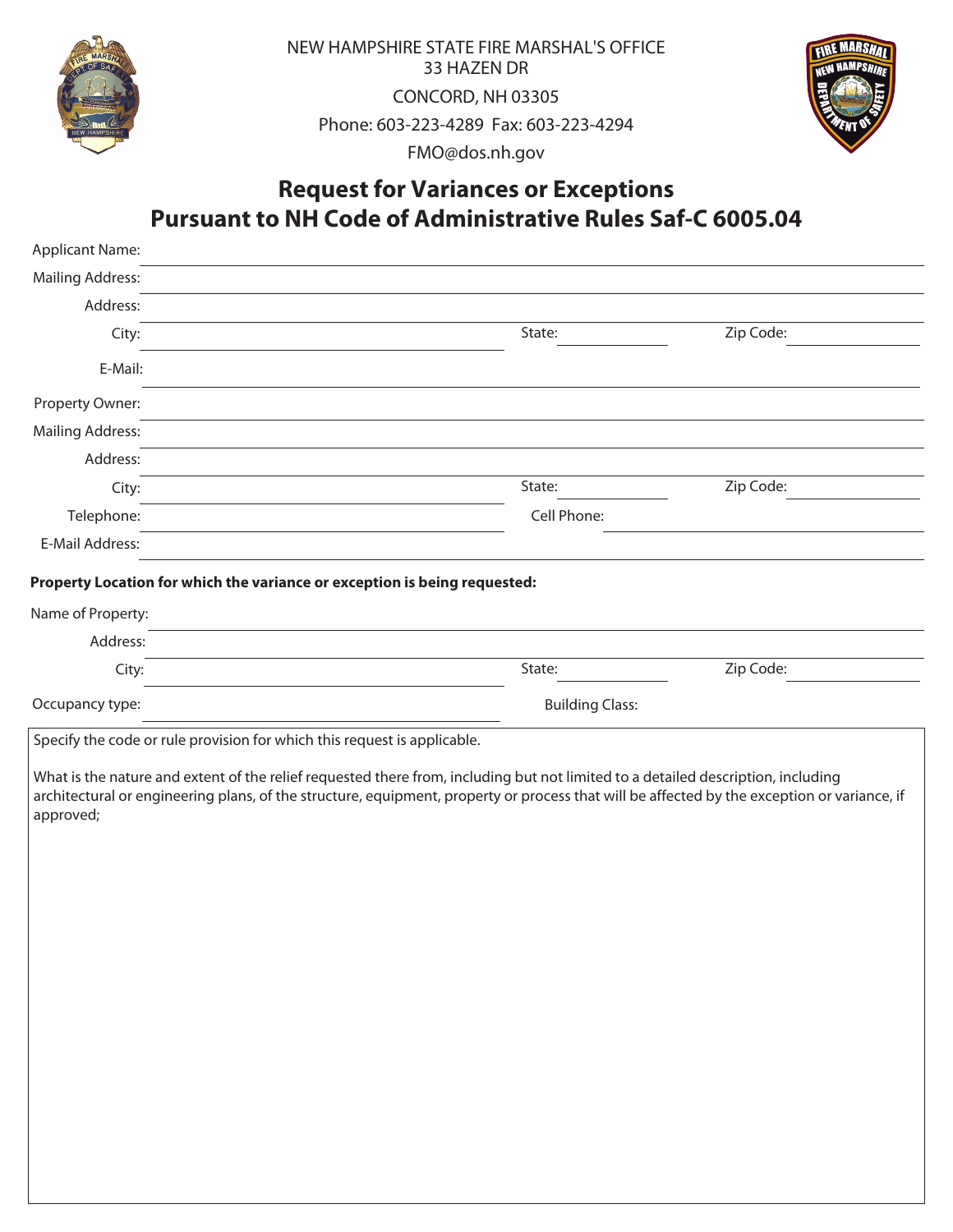NEW HAMPSHIRE STATE FIRE MARSHAL'S OFFICE
33 HAZEN DR
CONCORD, NH 03305
Phone: 603-223-4289 Fax: 603-223-4294
FMO@dos.nh.gov

# Request for Variances or Exceptions
# Pursuant to NH Code of Administrative Rules Saf-C 6005.04

Applicant Name: \_\_\_\_\_\_\_\_\_\_\_\_\_\_\_\_\_\_\_\_

Mailing Address: \_\_\_\_\_\_\_\_\_\_\_\_\_\_\_\_\_\_\_\_

Address: \_\_\_\_\_\_\_\_\_\_\_\_\_\_\_\_\_\_\_\_

City: \_\_\_\_\_\_\_\_\_\_ State: \_\_\_\_\_\_ Zip Code: \_\_\_\_\_\_

E-Mail: \_\_\_\_\_\_\_\_\_\_\_\_\_\_\_\_\_\_\_\_

Property Owner: \_\_\_\_\_\_\_\_\_\_\_\_\_\_\_\_\_\_\_\_

Mailing Address: \_\_\_\_\_\_\_\_\_\_\_\_\_\_\_\_\_\_\_\_

Address: \_\_\_\_\_\_\_\_\_\_\_\_\_\_\_\_\_\_\_\_

City: \_\_\_\_\_\_\_\_\_\_ State: \_\_\_\_\_\_ Zip Code: \_\_\_\_\_\_

Telephone: \_\_\_\_\_\_\_\_\_\_ Cell Phone: \_\_\_\_\_\_\_\_\_\_

E-Mail Address: \_\_\_\_\_\_\_\_\_\_\_\_\_\_\_\_\_\_\_\_

**Property Location for which the variance or exception is being requested:**

Name of Property: \_\_\_\_\_\_\_\_\_\_\_\_\_\_\_\_\_\_\_\_

Address: \_\_\_\_\_\_\_\_\_\_\_\_\_\_\_\_\_\_\_\_

City: \_\_\_\_\_\_\_\_\_\_ State: \_\_\_\_\_\_ Zip Code: \_\_\_\_\_\_

Occupancy type: \_\_\_\_\_\_\_\_\_\_ Building Class: \_\_\_\_\_\_\_\_\_\_

Specify the code or rule provision for which this request is applicable.

What is the nature and extent of the relief requested there from, including but not limited to a detailed description, including architectural or engineering plans, of the structure, equipment, property or process that will be affected by the exception or variance, if approved;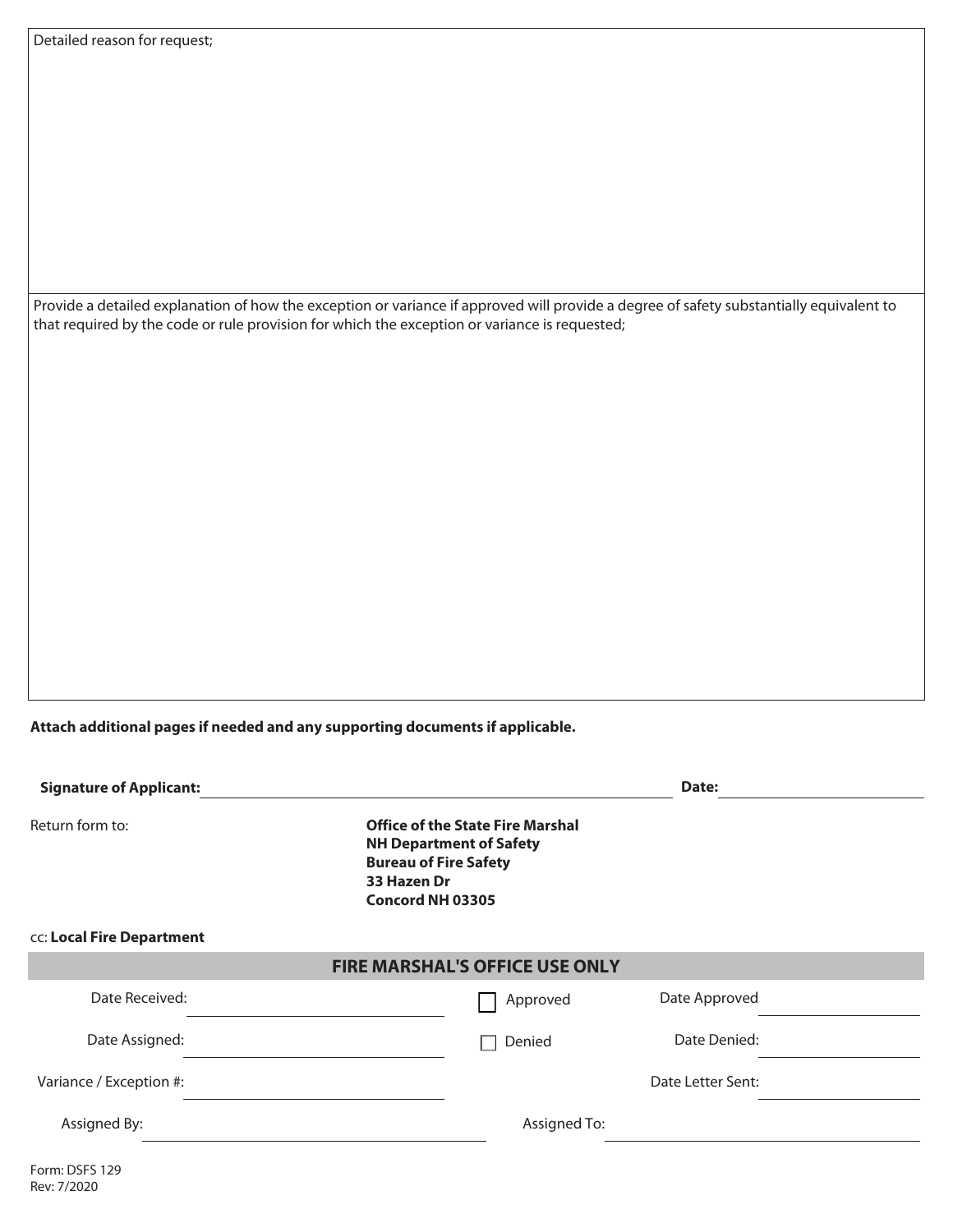Detailed reason for request;

Provide a detailed explanation of how the exception or variance if approved will provide a degree of safety substantially equivalent to that required by the code or rule provision for which the exception or variance is requested;

**Attach additional pages if needed and any supporting documents if applicable.**

**Signature of Applicant:** \_\_\_\_\_\_\_\_\_\_\_\_\_\_\_\_\_\_\_\_ **Date:** \_\_\_\_\_\_\_\_\_\_

Return form to:

**Office of the State Fire Marshal**
**NH Department of Safety**
**Bureau of Fire Safety**
**33 Hazen Dr**
**Concord NH 03305**

cc: **Local Fire Department**

## FIRE MARSHAL'S OFFICE USE ONLY

| | | | | |
|---|---|---|---|---|
| Date Received: | | ☐ Approved | Date Approved | |
| Date Assigned: | | ☐ Denied | Date Denied: | |
| Variance / Exception #: | | | Date Letter Sent: | |
| Assigned By: | | | Assigned To: | |

Form: DSFS 129
Rev: 7/2020